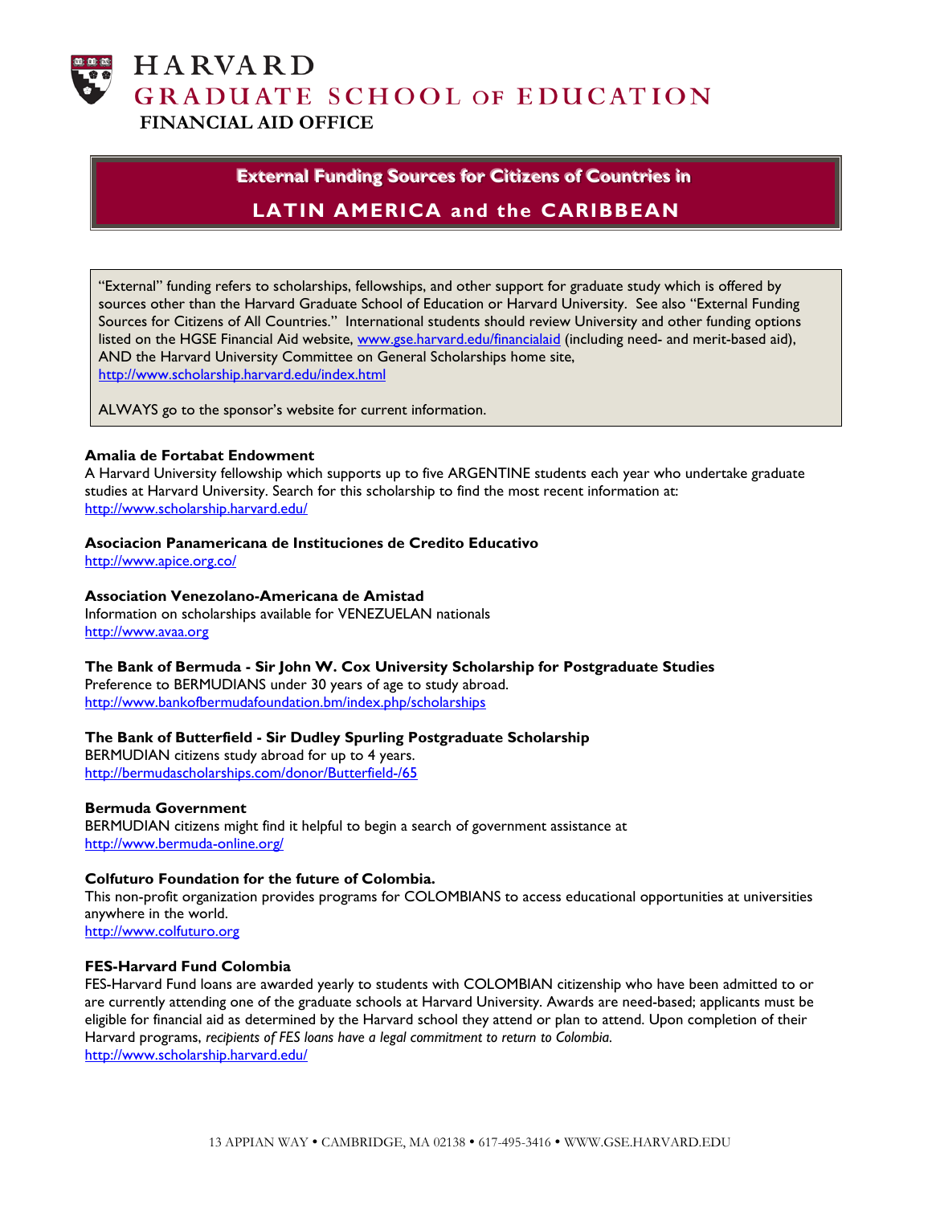# HARVARD GRADUATE SCHOOL OF EDUCATION

## FINANCIAL AID OFFICE

## External Funding Sources for Citizens of Countries in LATIN AMERICA and the CARIBBEAN

"External" funding refers to scholarships, fellowships, and other support for graduate study which is offered by sources other than the Harvard Graduate School of Education or Harvard University. See also "External Funding Sources for Citizens of All Countries." International students should review University and other funding options listed on the HGSE Financial Aid website, www.gse.harvard.edu/financialaid (including need- and merit-based aid), AND the Harvard University Committee on General Scholarships home site, http://www.scholarship.harvard.edu/index.html

ALWAYS go to the sponsor's website for current information.

**Amalia de Fortabat Endowment**
A Harvard University fellowship which supports up to five ARGENTINE students each year who undertake graduate studies at Harvard University. Search for this scholarship to find the most recent information at:
http://www.scholarship.harvard.edu/

**Asociacion Panamericana de Instituciones de Credito Educativo**
http://www.apice.org.co/

**Association Venezolano-Americana de Amistad**
Information on scholarships available for VENEZUELAN nationals
http://www.avaa.org

**The Bank of Bermuda - Sir John W. Cox University Scholarship for Postgraduate Studies**
Preference to BERMUDIANS under 30 years of age to study abroad.
http://www.bankofbermudafoundation.bm/index.php/scholarships

**The Bank of Butterfield - Sir Dudley Spurling Postgraduate Scholarship**
BERMUDIAN citizens study abroad for up to 4 years.
http://bermudascholarships.com/donor/Butterfield-/65

**Bermuda Government**
BERMUDIAN citizens might find it helpful to begin a search of government assistance at
http://www.bermuda-online.org/

**Colfuturo Foundation for the future of Colombia.**
This non-profit organization provides programs for COLOMBIANS to access educational opportunities at universities anywhere in the world.
http://www.colfuturo.org

**FES-Harvard Fund Colombia**
FES-Harvard Fund loans are awarded yearly to students with COLOMBIAN citizenship who have been admitted to or are currently attending one of the graduate schools at Harvard University. Awards are need-based; applicants must be eligible for financial aid as determined by the Harvard school they attend or plan to attend. Upon completion of their Harvard programs, *recipients of FES loans have a legal commitment to return to Colombia.*
http://www.scholarship.harvard.edu/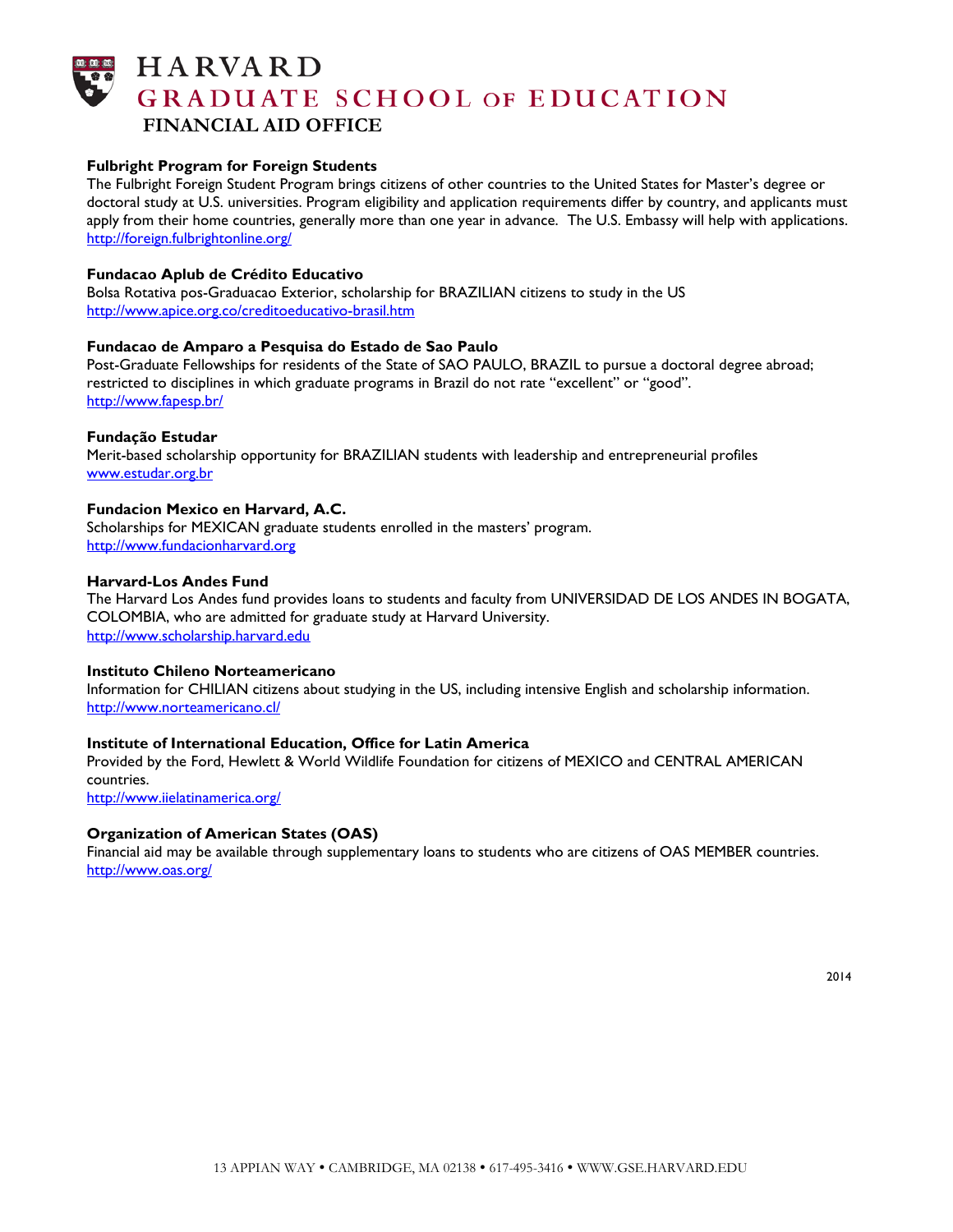**Fulbright Program for Foreign Students**
The Fulbright Foreign Student Program brings citizens of other countries to the United States for Master's degree or doctoral study at U.S. universities. Program eligibility and application requirements differ by country, and applicants must apply from their home countries, generally more than one year in advance. The U.S. Embassy will help with applications.
http://foreign.fulbrightonline.org/

**Fundacao Aplub de Crédito Educativo**
Bolsa Rotativa pos-Graduacao Exterior, scholarship for BRAZILIAN citizens to study in the US
http://www.apice.org.co/creditoeducativo-brasil.htm

**Fundacao de Amparo a Pesquisa do Estado de Sao Paulo**
Post-Graduate Fellowships for residents of the State of SAO PAULO, BRAZIL to pursue a doctoral degree abroad; restricted to disciplines in which graduate programs in Brazil do not rate "excellent" or "good".
http://www.fapesp.br/

**Fundação Estudar**
Merit-based scholarship opportunity for BRAZILIAN students with leadership and entrepreneurial profiles
www.estudar.org.br

**Fundacion Mexico en Harvard, A.C.**
Scholarships for MEXICAN graduate students enrolled in the masters' program.
http://www.fundacionharvard.org

**Harvard-Los Andes Fund**
The Harvard Los Andes fund provides loans to students and faculty from UNIVERSIDAD DE LOS ANDES IN BOGATA, COLOMBIA, who are admitted for graduate study at Harvard University.
http://www.scholarship.harvard.edu

**Instituto Chileno Norteamericano**
Information for CHILIAN citizens about studying in the US, including intensive English and scholarship information.
http://www.norteamericano.cl/

**Institute of International Education, Office for Latin America**
Provided by the Ford, Hewlett & World Wildlife Foundation for citizens of MEXICO and CENTRAL AMERICAN countries.
http://www.iielatinamerica.org/

**Organization of American States (OAS)**
Financial aid may be available through supplementary loans to students who are citizens of OAS MEMBER countries.
http://www.oas.org/

2014